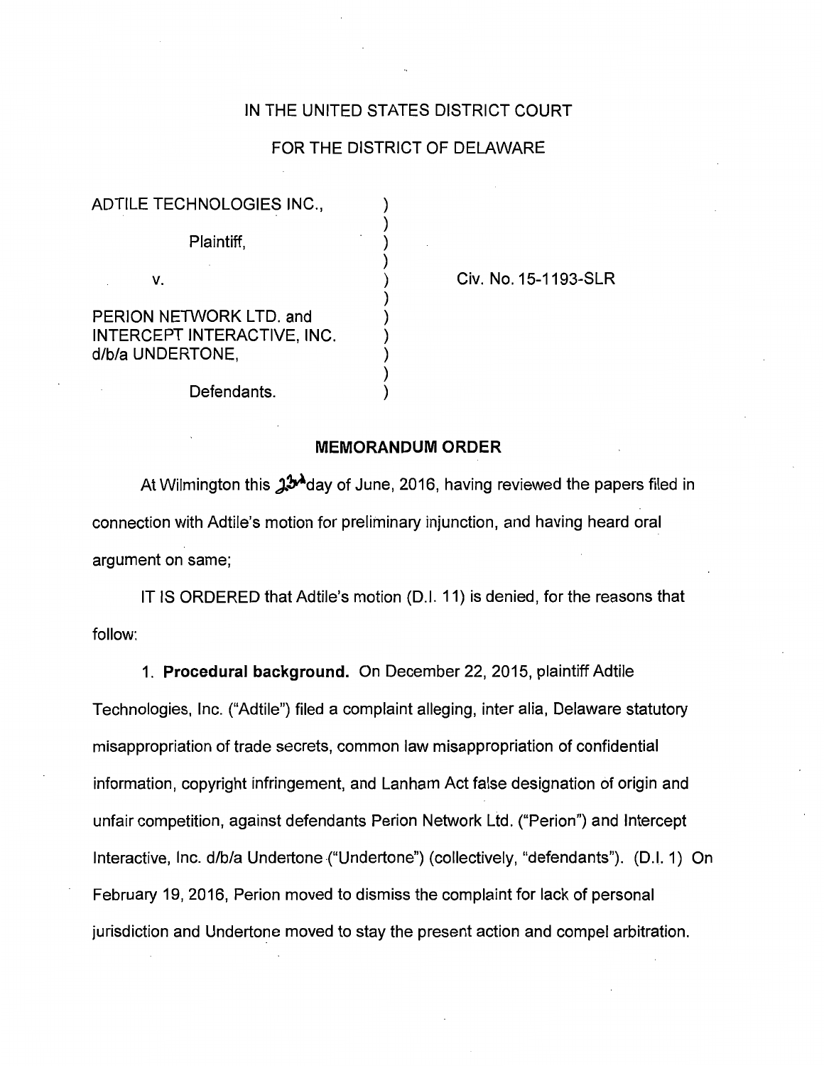IN THE UNITED STATES DISTRICT COURT

FOR THE DISTRICT OF DELAWARE

ADTILE TECHNOLOGIES INC.,

Plaintiff,

v.

PERION NETWORK LTD. and INTERCEPT INTERACTIVE, INC. d/b/a UNDERTONE,

Defendants.

Civ. No. 15-1193-SLR

## MEMORANDUM ORDER

At Wilmington this 23d day of June, 2016, having reviewed the papers filed in connection with Adtile's motion for preliminary injunction, and having heard oral argument on same;

IT IS ORDERED that Adtile's motion (D.I. 11) is denied, for the reasons that follow:

1. **Procedural background.** On December 22, 2015, plaintiff Adtile Technologies, Inc. ("Adtile") filed a complaint alleging, inter alia, Delaware statutory misappropriation of trade secrets, common law misappropriation of confidential information, copyright infringement, and Lanham Act false designation of origin and unfair competition, against defendants Perion Network Ltd. ("Perion") and Intercept Interactive, Inc. d/b/a Undertone ("Undertone") (collectively, "defendants"). (D.I. 1) On February 19, 2016, Perion moved to dismiss the complaint for lack of personal jurisdiction and Undertone moved to stay the present action and compel arbitration.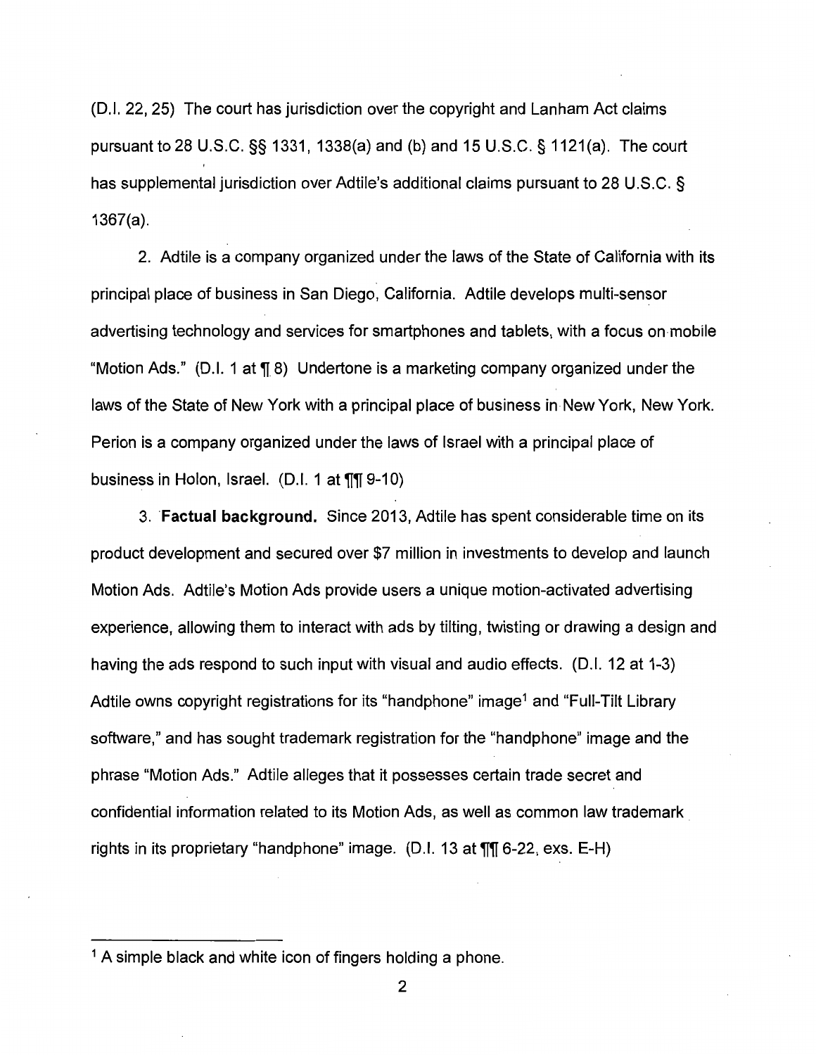(D.I. 22, 25) The court has jurisdiction over the copyright and Lanham Act claims pursuant to 28 U.S.C. §§ 1331, 1338(a) and (b) and 15 U.S.C. § 1121(a). The court has supplemental jurisdiction over Adtile's additional claims pursuant to 28 U.S.C. § 1367(a).

2. Adtile is a company organized under the laws of the State of California with its principal place of business in San Diego, California. Adtile develops multi-sensor advertising technology and services for smartphones and tablets, with a focus on mobile "Motion Ads." (D.I. 1 at ¶ 8) Undertone is a marketing company organized under the laws of the State of New York with a principal place of business in New York, New York. Perion is a company organized under the laws of Israel with a principal place of business in Holon, Israel. (D.I. 1 at ¶¶ 9-10)

3. **Factual background.** Since 2013, Adtile has spent considerable time on its product development and secured over $7 million in investments to develop and launch Motion Ads. Adtile's Motion Ads provide users a unique motion-activated advertising experience, allowing them to interact with ads by tilting, twisting or drawing a design and having the ads respond to such input with visual and audio effects. (D.I. 12 at 1-3) Adtile owns copyright registrations for its "handphone" image[1] and "Full-Tilt Library software," and has sought trademark registration for the "handphone" image and the phrase "Motion Ads." Adtile alleges that it possesses certain trade secret and confidential information related to its Motion Ads, as well as common law trademark rights in its proprietary "handphone" image. (D.I. 13 at ¶¶ 6-22, exs. E-H)

---

[1] A simple black and white icon of fingers holding a phone.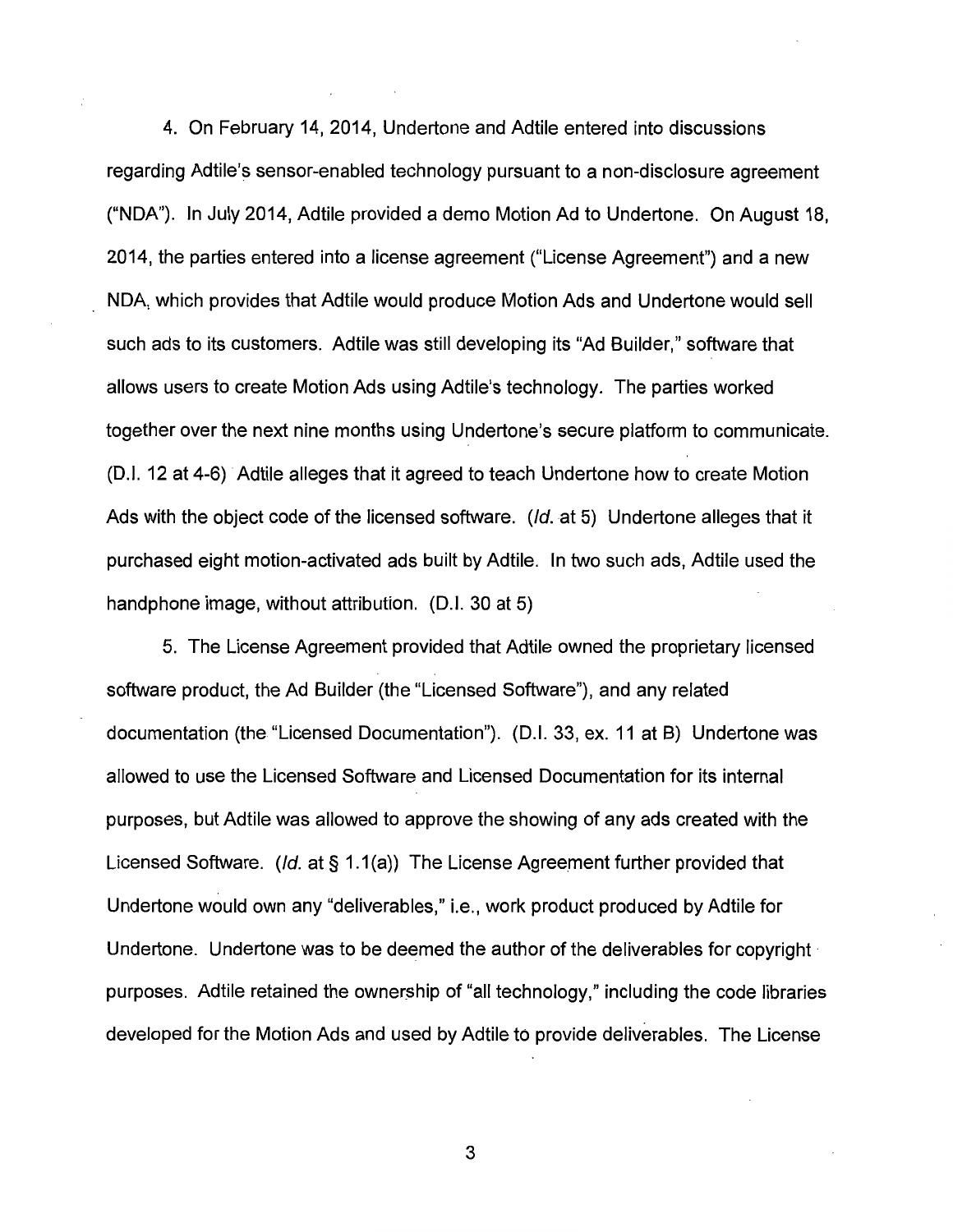4. On February 14, 2014, Undertone and Adtile entered into discussions regarding Adtile's sensor-enabled technology pursuant to a non-disclosure agreement ("NDA"). In July 2014, Adtile provided a demo Motion Ad to Undertone. On August 18, 2014, the parties entered into a license agreement ("License Agreement") and a new NDA, which provides that Adtile would produce Motion Ads and Undertone would sell such ads to its customers. Adtile was still developing its "Ad Builder," software that allows users to create Motion Ads using Adtile's technology. The parties worked together over the next nine months using Undertone's secure platform to communicate. (D.I. 12 at 4-6) Adtile alleges that it agreed to teach Undertone how to create Motion Ads with the object code of the licensed software. (*Id.* at 5) Undertone alleges that it purchased eight motion-activated ads built by Adtile. In two such ads, Adtile used the handphone image, without attribution. (D.I. 30 at 5)

5. The License Agreement provided that Adtile owned the proprietary licensed software product, the Ad Builder (the "Licensed Software"), and any related documentation (the "Licensed Documentation"). (D.I. 33, ex. 11 at B) Undertone was allowed to use the Licensed Software and Licensed Documentation for its internal purposes, but Adtile was allowed to approve the showing of any ads created with the Licensed Software. (*Id.* at § 1.1(a)) The License Agreement further provided that Undertone would own any "deliverables," i.e., work product produced by Adtile for Undertone. Undertone was to be deemed the author of the deliverables for copyright purposes. Adtile retained the ownership of "all technology," including the code libraries developed for the Motion Ads and used by Adtile to provide deliverables. The License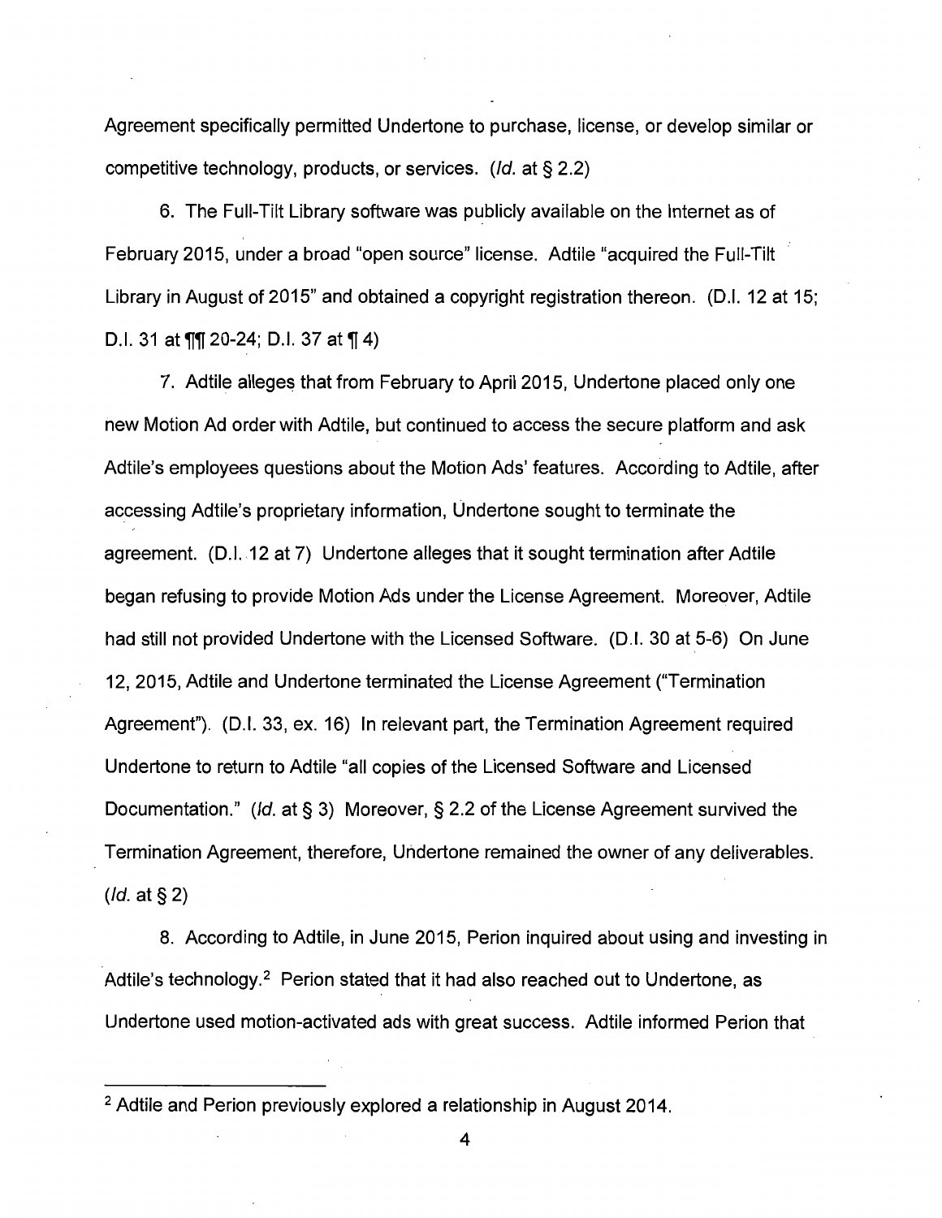Agreement specifically permitted Undertone to purchase, license, or develop similar or competitive technology, products, or services. (*Id.* at § 2.2)

6. The Full-Tilt Library software was publicly available on the Internet as of February 2015, under a broad "open source" license. Adtile "acquired the Full-Tilt Library in August of 2015" and obtained a copyright registration thereon. (D.I. 12 at 15; D.I. 31 at ¶¶ 20-24; D.I. 37 at ¶ 4)

7. Adtile alleges that from February to April 2015, Undertone placed only one new Motion Ad order with Adtile, but continued to access the secure platform and ask Adtile's employees questions about the Motion Ads' features. According to Adtile, after accessing Adtile's proprietary information, Undertone sought to terminate the agreement. (D.I. 12 at 7) Undertone alleges that it sought termination after Adtile began refusing to provide Motion Ads under the License Agreement. Moreover, Adtile had still not provided Undertone with the Licensed Software. (D.I. 30 at 5-6) On June 12, 2015, Adtile and Undertone terminated the License Agreement ("Termination Agreement"). (D.I. 33, ex. 16) In relevant part, the Termination Agreement required Undertone to return to Adtile "all copies of the Licensed Software and Licensed Documentation." (*Id.* at § 3) Moreover, § 2.2 of the License Agreement survived the Termination Agreement, therefore, Undertone remained the owner of any deliverables. (*Id.* at § 2)

8. According to Adtile, in June 2015, Perion inquired about using and investing in Adtile's technology.[2] Perion stated that it had also reached out to Undertone, as Undertone used motion-activated ads with great success. Adtile informed Perion that

[2] Adtile and Perion previously explored a relationship in August 2014.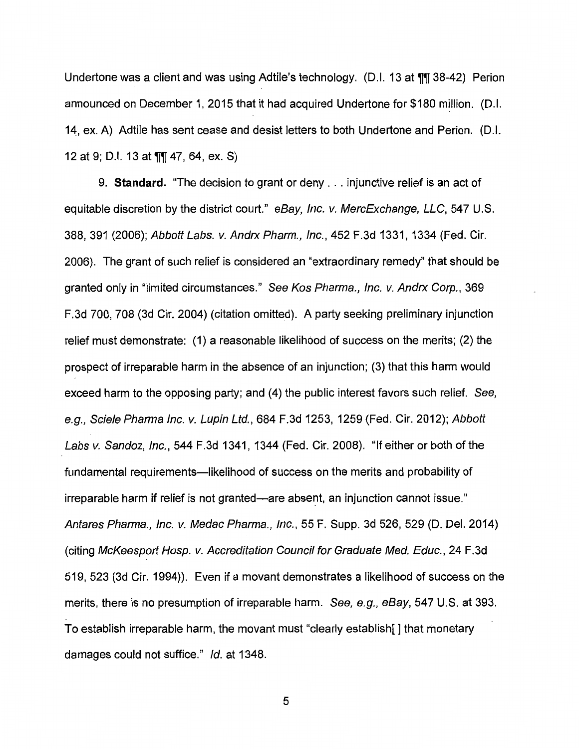Undertone was a client and was using Adtile's technology. (D.I. 13 at ¶¶ 38-42) Perion announced on December 1, 2015 that it had acquired Undertone for $180 million. (D.I. 14, ex. A) Adtile has sent cease and desist letters to both Undertone and Perion. (D.I. 12 at 9; D.I. 13 at ¶¶ 47, 64, ex. S)

9. **Standard.** "The decision to grant or deny . . . injunctive relief is an act of equitable discretion by the district court." *eBay, Inc. v. MercExchange, LLC*, 547 U.S. 388, 391 (2006); *Abbott Labs. v. Andrx Pharm., Inc.*, 452 F.3d 1331, 1334 (Fed. Cir. 2006). The grant of such relief is considered an "extraordinary remedy" that should be granted only in "limited circumstances." *See Kos Pharma., Inc. v. Andrx Corp.*, 369 F.3d 700, 708 (3d Cir. 2004) (citation omitted). A party seeking preliminary injunction relief must demonstrate: (1) a reasonable likelihood of success on the merits; (2) the prospect of irreparable harm in the absence of an injunction; (3) that this harm would exceed harm to the opposing party; and (4) the public interest favors such relief. *See, e.g., Sciele Pharma Inc. v. Lupin Ltd.*, 684 F.3d 1253, 1259 (Fed. Cir. 2012); *Abbott Labs v. Sandoz, Inc.*, 544 F.3d 1341, 1344 (Fed. Cir. 2008). "If either or both of the fundamental requirements—likelihood of success on the merits and probability of irreparable harm if relief is not granted—are absent, an injunction cannot issue." *Antares Pharma., Inc. v. Medac Pharma., Inc.*, 55 F. Supp. 3d 526, 529 (D. Del. 2014) (citing *McKeesport Hosp. v. Accreditation Council for Graduate Med. Educ.*, 24 F.3d 519, 523 (3d Cir. 1994)). Even if a movant demonstrates a likelihood of success on the merits, there is no presumption of irreparable harm. *See, e.g., eBay*, 547 U.S. at 393. To establish irreparable harm, the movant must "clearly establish[ ] that monetary damages could not suffice." *Id.* at 1348.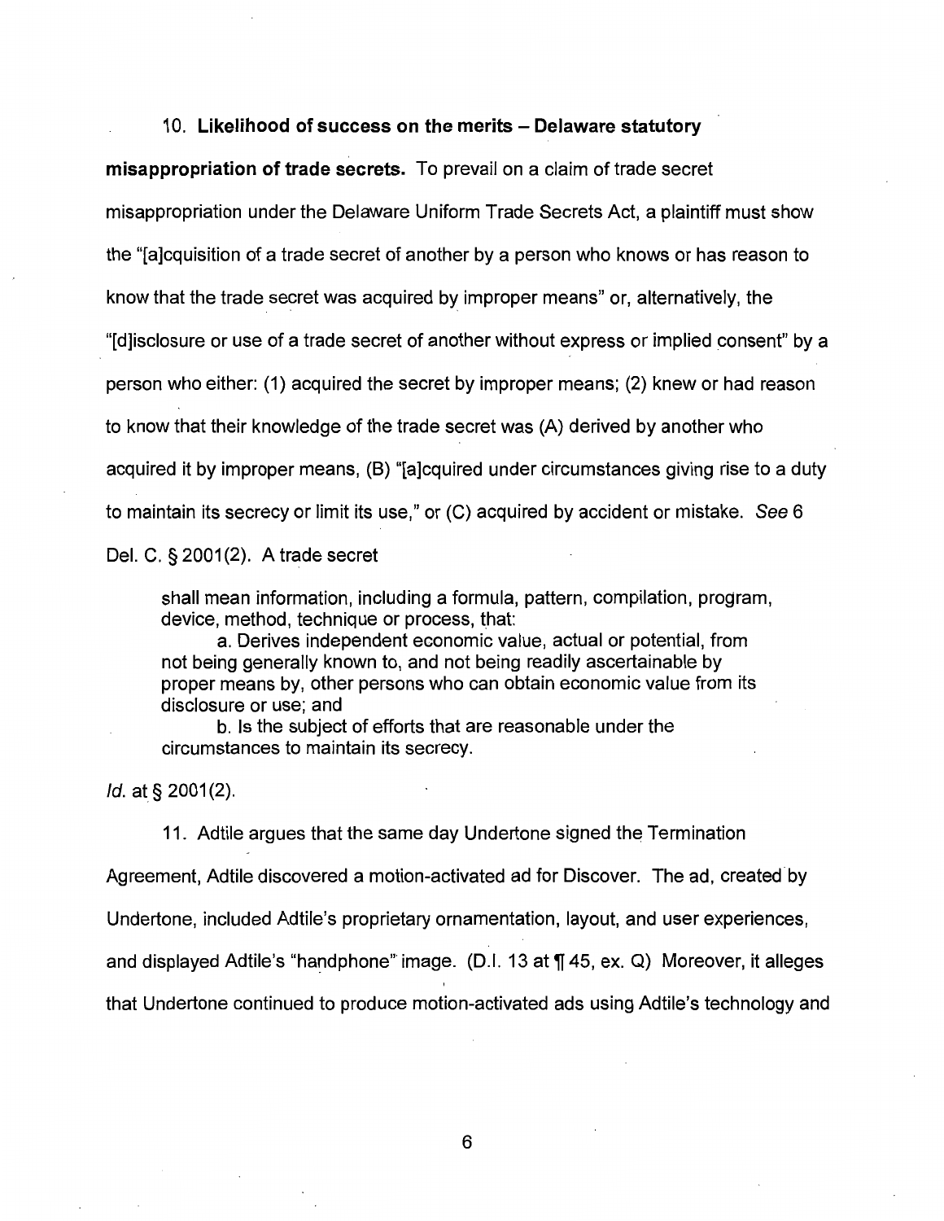10. **Likelihood of success on the merits – Delaware statutory misappropriation of trade secrets.** To prevail on a claim of trade secret misappropriation under the Delaware Uniform Trade Secrets Act, a plaintiff must show the "[a]cquisition of a trade secret of another by a person who knows or has reason to know that the trade secret was acquired by improper means" or, alternatively, the "[d]isclosure or use of a trade secret of another without express or implied consent" by a person who either: (1) acquired the secret by improper means; (2) knew or had reason to know that their knowledge of the trade secret was (A) derived by another who acquired it by improper means, (B) "[a]cquired under circumstances giving rise to a duty to maintain its secrecy or limit its use," or (C) acquired by accident or mistake. *See* 6 Del. C. § 2001(2). A trade secret

> shall mean information, including a formula, pattern, compilation, program, device, method, technique or process, that:
>
> a. Derives independent economic value, actual or potential, from not being generally known to, and not being readily ascertainable by proper means by, other persons who can obtain economic value from its disclosure or use; and
>
> b. Is the subject of efforts that are reasonable under the circumstances to maintain its secrecy.

*Id.* at § 2001(2).

11. Adtile argues that the same day Undertone signed the Termination Agreement, Adtile discovered a motion-activated ad for Discover. The ad, created by Undertone, included Adtile's proprietary ornamentation, layout, and user experiences, and displayed Adtile's "handphone" image. (D.I. 13 at ¶ 45, ex. Q) Moreover, it alleges that Undertone continued to produce motion-activated ads using Adtile's technology and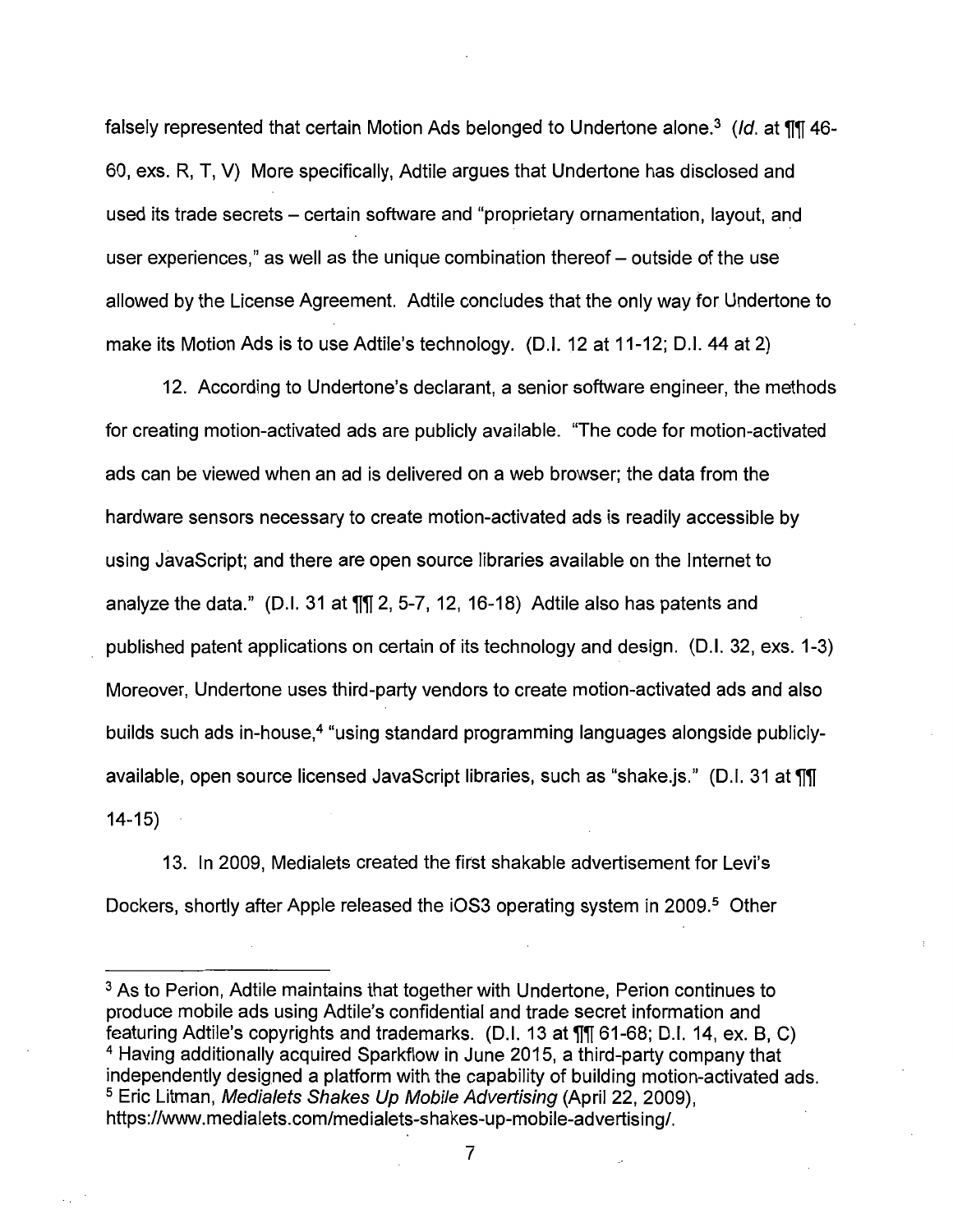falsely represented that certain Motion Ads belonged to Undertone alone.[3] (*Id.* at ¶¶ 46-60, exs. R, T, V) More specifically, Adtile argues that Undertone has disclosed and used its trade secrets – certain software and "proprietary ornamentation, layout, and user experiences," as well as the unique combination thereof – outside of the use allowed by the License Agreement. Adtile concludes that the only way for Undertone to make its Motion Ads is to use Adtile's technology. (D.I. 12 at 11-12; D.I. 44 at 2)

12. According to Undertone's declarant, a senior software engineer, the methods for creating motion-activated ads are publicly available. "The code for motion-activated ads can be viewed when an ad is delivered on a web browser; the data from the hardware sensors necessary to create motion-activated ads is readily accessible by using JavaScript; and there are open source libraries available on the Internet to analyze the data." (D.I. 31 at ¶¶ 2, 5-7, 12, 16-18) Adtile also has patents and published patent applications on certain of its technology and design. (D.I. 32, exs. 1-3) Moreover, Undertone uses third-party vendors to create motion-activated ads and also builds such ads in-house,[4] "using standard programming languages alongside publicly-available, open source licensed JavaScript libraries, such as "shake.js." (D.I. 31 at ¶¶ 14-15)

13. In 2009, Medialets created the first shakable advertisement for Levi's Dockers, shortly after Apple released the iOS3 operating system in 2009.[5] Other

---

[3] As to Perion, Adtile maintains that together with Undertone, Perion continues to produce mobile ads using Adtile's confidential and trade secret information and featuring Adtile's copyrights and trademarks. (D.I. 13 at ¶¶ 61-68; D.I. 14, ex. B, C)

[4] Having additionally acquired Sparkflow in June 2015, a third-party company that independently designed a platform with the capability of building motion-activated ads.

[5] Eric Litman, *Medialets Shakes Up Mobile Advertising* (April 22, 2009), https://www.medialets.com/medialets-shakes-up-mobile-advertising/.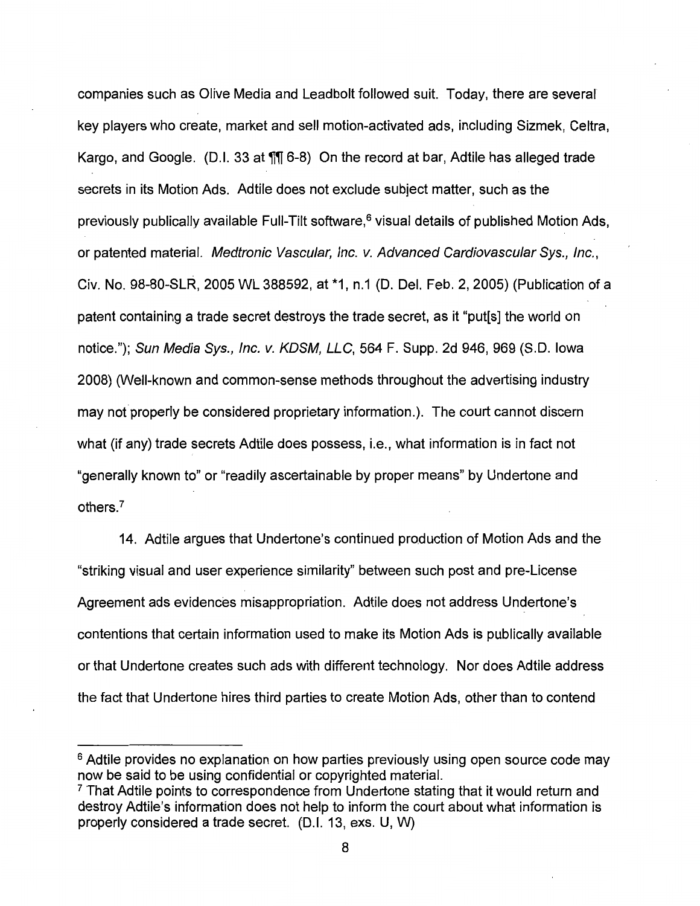companies such as Olive Media and Leadbolt followed suit. Today, there are several key players who create, market and sell motion-activated ads, including Sizmek, Celtra, Kargo, and Google. (D.I. 33 at ¶¶ 6-8) On the record at bar, Adtile has alleged trade secrets in its Motion Ads. Adtile does not exclude subject matter, such as the previously publically available Full-Tilt software,[6] visual details of published Motion Ads, or patented material. *Medtronic Vascular, Inc. v. Advanced Cardiovascular Sys., Inc.*, Civ. No. 98-80-SLR, 2005 WL 388592, at *1, n.1 (D. Del. Feb. 2, 2005) (Publication of a patent containing a trade secret destroys the trade secret, as it "put[s] the world on notice."); *Sun Media Sys., Inc. v. KDSM, LLC*, 564 F. Supp. 2d 946, 969 (S.D. Iowa 2008) (Well-known and common-sense methods throughout the advertising industry may not properly be considered proprietary information.). The court cannot discern what (if any) trade secrets Adtile does possess, i.e., what information is in fact not "generally known to" or "readily ascertainable by proper means" by Undertone and others.[7]

14. Adtile argues that Undertone's continued production of Motion Ads and the "striking visual and user experience similarity" between such post and pre-License Agreement ads evidences misappropriation. Adtile does not address Undertone's contentions that certain information used to make its Motion Ads is publically available or that Undertone creates such ads with different technology. Nor does Adtile address the fact that Undertone hires third parties to create Motion Ads, other than to contend

---

[6] Adtile provides no explanation on how parties previously using open source code may now be said to be using confidential or copyrighted material.

[7] That Adtile points to correspondence from Undertone stating that it would return and destroy Adtile's information does not help to inform the court about what information is properly considered a trade secret. (D.I. 13, exs. U, W)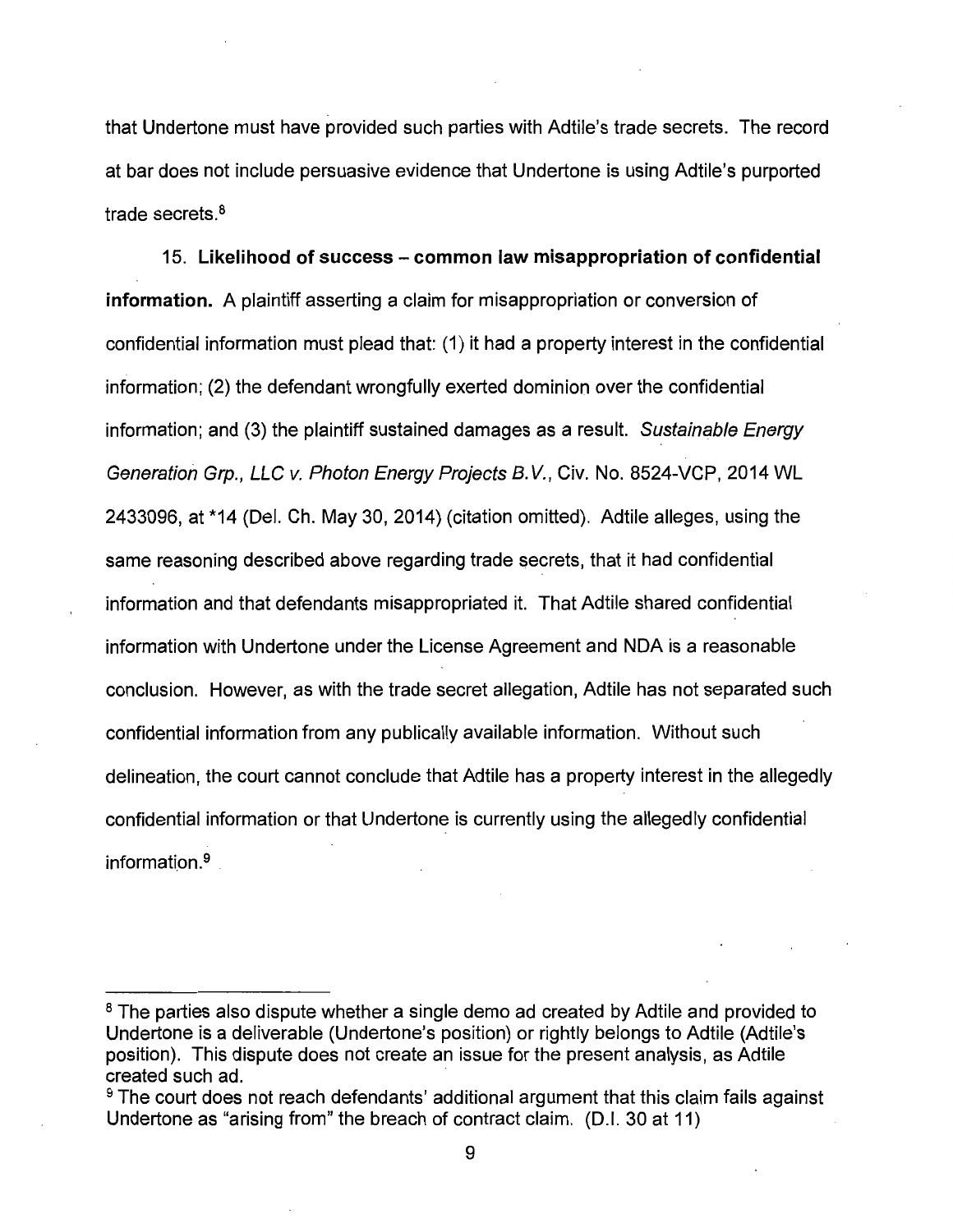that Undertone must have provided such parties with Adtile's trade secrets. The record at bar does not include persuasive evidence that Undertone is using Adtile's purported trade secrets.[8]

15. **Likelihood of success – common law misappropriation of confidential information.** A plaintiff asserting a claim for misappropriation or conversion of confidential information must plead that: (1) it had a property interest in the confidential information; (2) the defendant wrongfully exerted dominion over the confidential information; and (3) the plaintiff sustained damages as a result. *Sustainable Energy Generation Grp., LLC v. Photon Energy Projects B.V.*, Civ. No. 8524-VCP, 2014 WL 2433096, at *14 (Del. Ch. May 30, 2014) (citation omitted). Adtile alleges, using the same reasoning described above regarding trade secrets, that it had confidential information and that defendants misappropriated it. That Adtile shared confidential information with Undertone under the License Agreement and NDA is a reasonable conclusion. However, as with the trade secret allegation, Adtile has not separated such confidential information from any publically available information. Without such delineation, the court cannot conclude that Adtile has a property interest in the allegedly confidential information or that Undertone is currently using the allegedly confidential information.[9]

---

[8] The parties also dispute whether a single demo ad created by Adtile and provided to Undertone is a deliverable (Undertone's position) or rightly belongs to Adtile (Adtile's position). This dispute does not create an issue for the present analysis, as Adtile created such ad.

[9] The court does not reach defendants' additional argument that this claim fails against Undertone as "arising from" the breach of contract claim. (D.I. 30 at 11)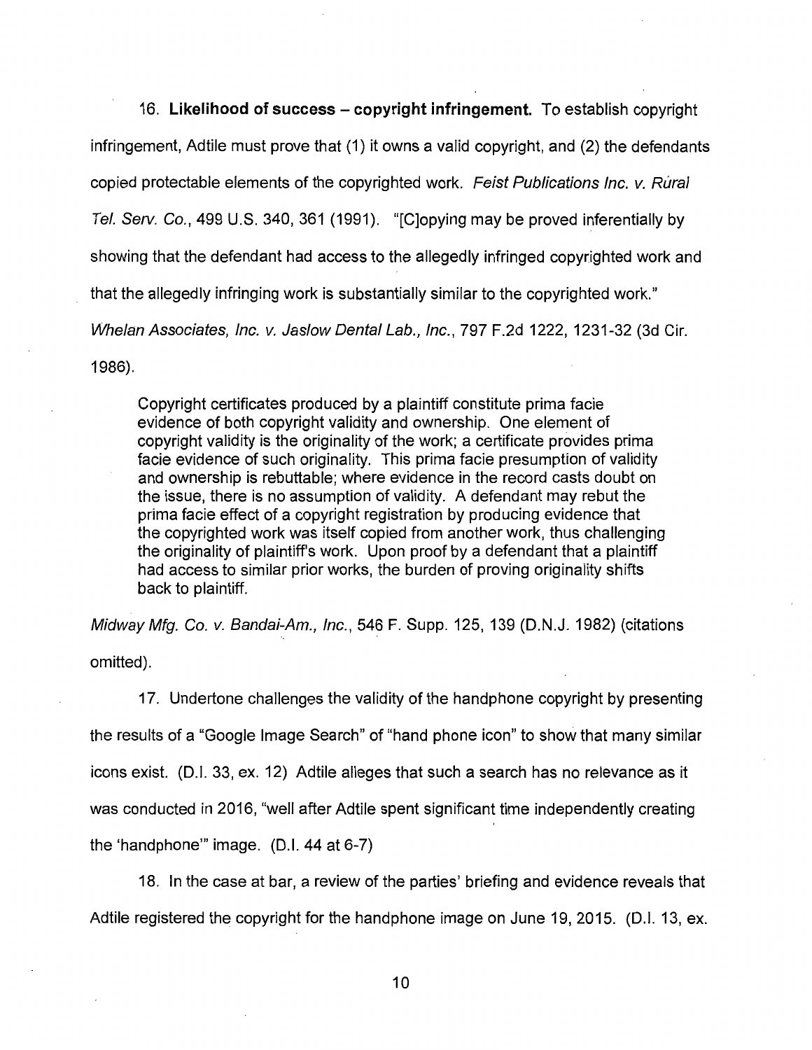16. **Likelihood of success – copyright infringement.** To establish copyright infringement, Adtile must prove that (1) it owns a valid copyright, and (2) the defendants copied protectable elements of the copyrighted work. *Feist Publications Inc. v. Rural Tel. Serv. Co.*, 499 U.S. 340, 361 (1991). "[C]opying may be proved inferentially by showing that the defendant had access to the allegedly infringed copyrighted work and that the allegedly infringing work is substantially similar to the copyrighted work." *Whelan Associates, Inc. v. Jaslow Dental Lab., Inc.*, 797 F.2d 1222, 1231-32 (3d Cir. 1986).

> Copyright certificates produced by a plaintiff constitute prima facie evidence of both copyright validity and ownership. One element of copyright validity is the originality of the work; a certificate provides prima facie evidence of such originality. This prima facie presumption of validity and ownership is rebuttable; where evidence in the record casts doubt on the issue, there is no assumption of validity. A defendant may rebut the prima facie effect of a copyright registration by producing evidence that the copyrighted work was itself copied from another work, thus challenging the originality of plaintiff's work. Upon proof by a defendant that a plaintiff had access to similar prior works, the burden of proving originality shifts back to plaintiff.

*Midway Mfg. Co. v. Bandai-Am., Inc.*, 546 F. Supp. 125, 139 (D.N.J. 1982) (citations omitted).

17. Undertone challenges the validity of the handphone copyright by presenting the results of a "Google Image Search" of "hand phone icon" to show that many similar icons exist. (D.I. 33, ex. 12) Adtile alleges that such a search has no relevance as it was conducted in 2016, "well after Adtile spent significant time independently creating the 'handphone'" image. (D.I. 44 at 6-7)

18. In the case at bar, a review of the parties' briefing and evidence reveals that Adtile registered the copyright for the handphone image on June 19, 2015. (D.I. 13, ex.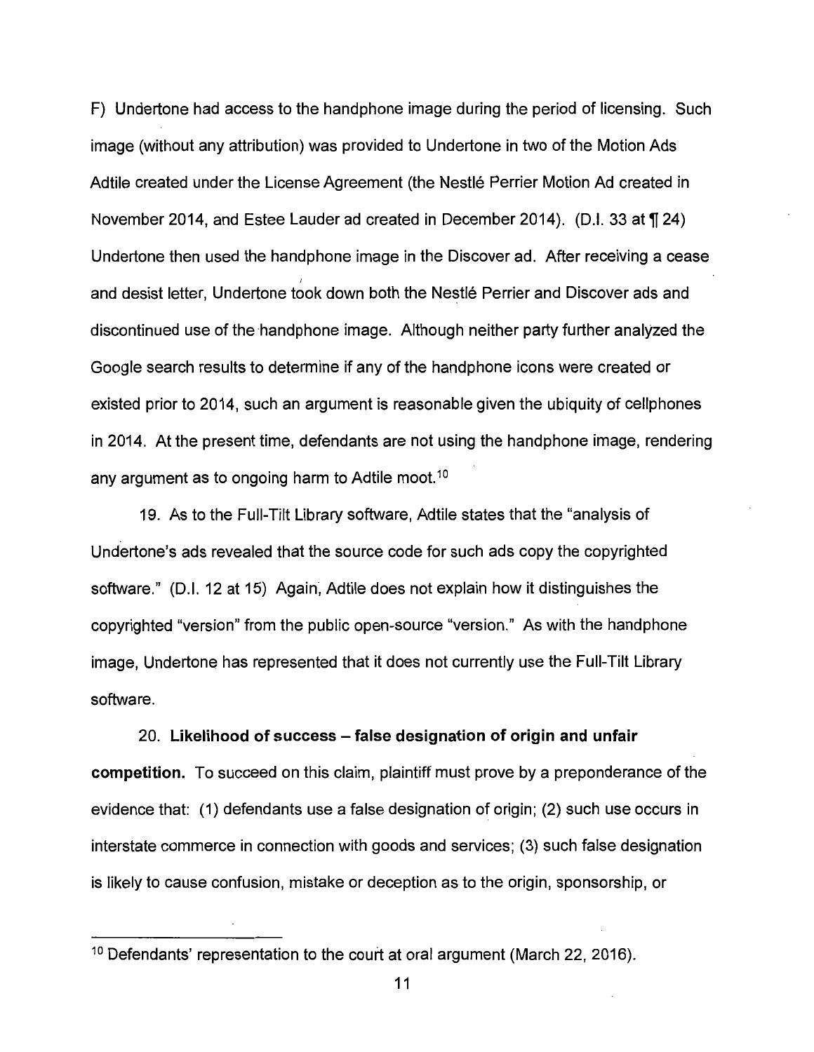F) Undertone had access to the handphone image during the period of licensing. Such image (without any attribution) was provided to Undertone in two of the Motion Ads Adtile created under the License Agreement (the Nestlé Perrier Motion Ad created in November 2014, and Estee Lauder ad created in December 2014). (D.I. 33 at ¶ 24) Undertone then used the handphone image in the Discover ad. After receiving a cease and desist letter, Undertone took down both the Nestlé Perrier and Discover ads and discontinued use of the handphone image. Although neither party further analyzed the Google search results to determine if any of the handphone icons were created or existed prior to 2014, such an argument is reasonable given the ubiquity of cellphones in 2014. At the present time, defendants are not using the handphone image, rendering any argument as to ongoing harm to Adtile moot.[10]

19. As to the Full-Tilt Library software, Adtile states that the "analysis of Undertone's ads revealed that the source code for such ads copy the copyrighted software." (D.I. 12 at 15) Again, Adtile does not explain how it distinguishes the copyrighted "version" from the public open-source "version." As with the handphone image, Undertone has represented that it does not currently use the Full-Tilt Library software.

20. **Likelihood of success – false designation of origin and unfair competition.** To succeed on this claim, plaintiff must prove by a preponderance of the evidence that: (1) defendants use a false designation of origin; (2) such use occurs in interstate commerce in connection with goods and services; (3) such false designation is likely to cause confusion, mistake or deception as to the origin, sponsorship, or

---

[10] Defendants' representation to the court at oral argument (March 22, 2016).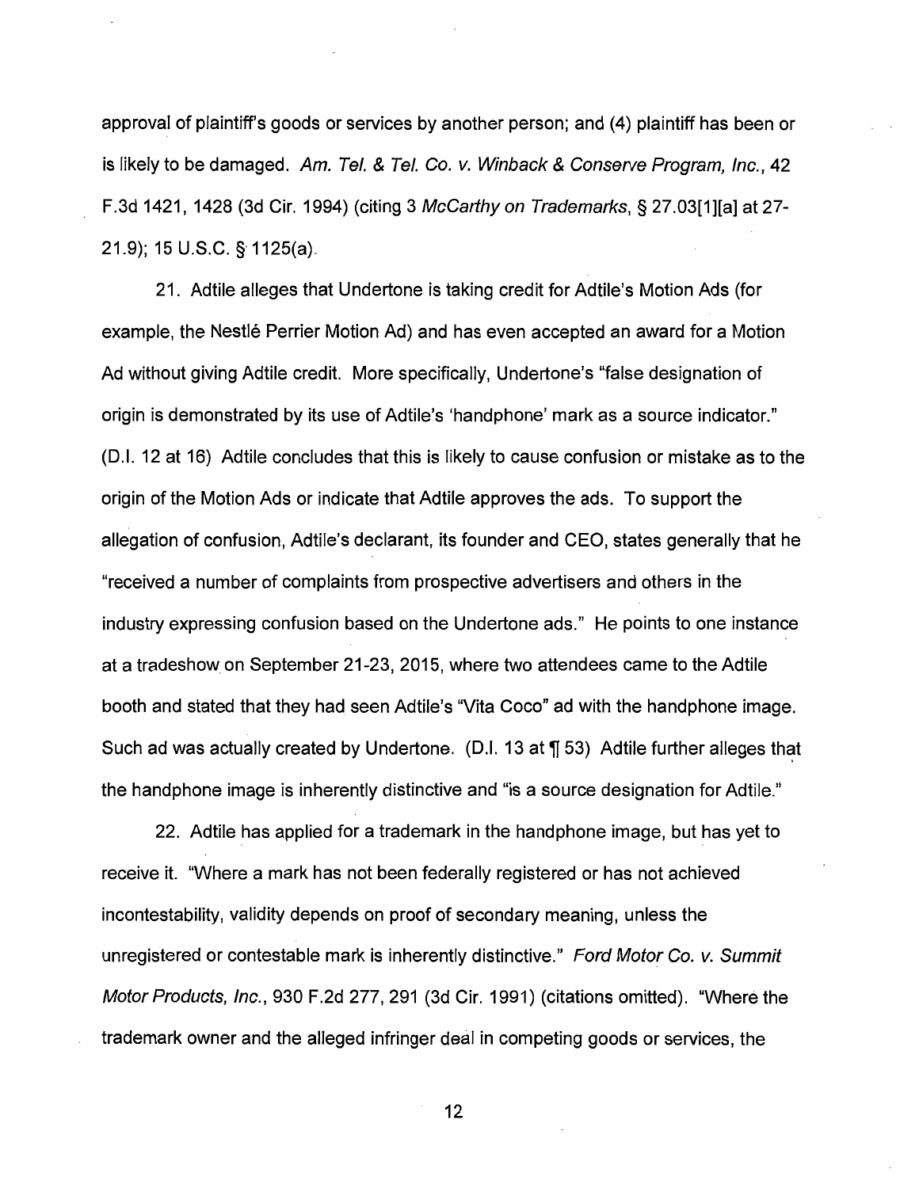approval of plaintiff's goods or services by another person; and (4) plaintiff has been or is likely to be damaged. *Am. Tel. & Tel. Co. v. Winback & Conserve Program, Inc.*, 42 F.3d 1421, 1428 (3d Cir. 1994) (citing 3 *McCarthy on Trademarks*, § 27.03[1][a] at 27-21.9); 15 U.S.C. § 1125(a).

21. Adtile alleges that Undertone is taking credit for Adtile's Motion Ads (for example, the Nestlé Perrier Motion Ad) and has even accepted an award for a Motion Ad without giving Adtile credit. More specifically, Undertone's "false designation of origin is demonstrated by its use of Adtile's 'handphone' mark as a source indicator." (D.I. 12 at 16) Adtile concludes that this is likely to cause confusion or mistake as to the origin of the Motion Ads or indicate that Adtile approves the ads. To support the allegation of confusion, Adtile's declarant, its founder and CEO, states generally that he "received a number of complaints from prospective advertisers and others in the industry expressing confusion based on the Undertone ads." He points to one instance at a tradeshow on September 21-23, 2015, where two attendees came to the Adtile booth and stated that they had seen Adtile's "Vita Coco" ad with the handphone image. Such ad was actually created by Undertone. (D.I. 13 at ¶ 53) Adtile further alleges that the handphone image is inherently distinctive and "is a source designation for Adtile."

22. Adtile has applied for a trademark in the handphone image, but has yet to receive it. "Where a mark has not been federally registered or has not achieved incontestability, validity depends on proof of secondary meaning, unless the unregistered or contestable mark is inherently distinctive." *Ford Motor Co. v. Summit Motor Products, Inc.*, 930 F.2d 277, 291 (3d Cir. 1991) (citations omitted). "Where the trademark owner and the alleged infringer deal in competing goods or services, the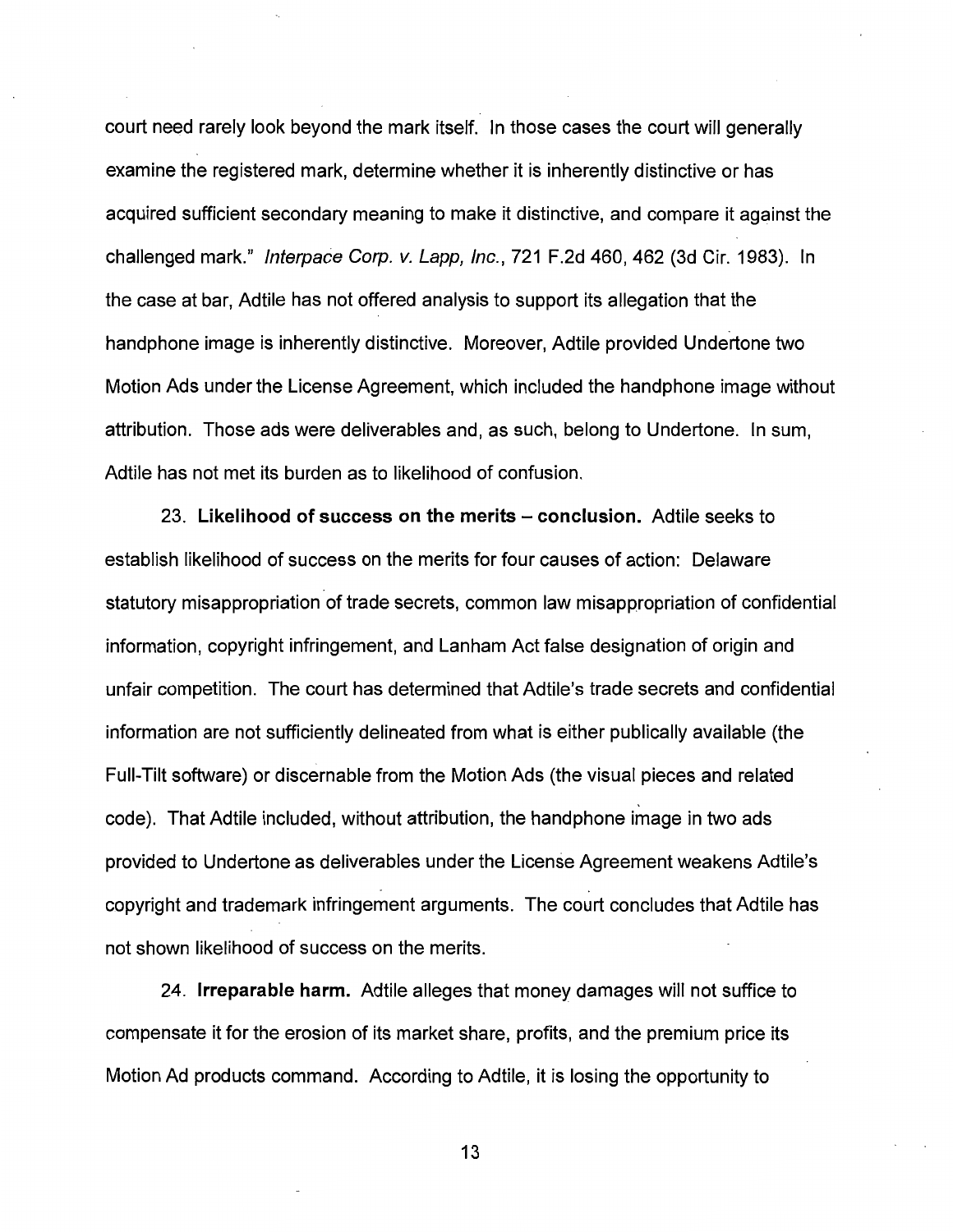court need rarely look beyond the mark itself. In those cases the court will generally examine the registered mark, determine whether it is inherently distinctive or has acquired sufficient secondary meaning to make it distinctive, and compare it against the challenged mark." *Interpace Corp. v. Lapp, Inc.*, 721 F.2d 460, 462 (3d Cir. 1983). In the case at bar, Adtile has not offered analysis to support its allegation that the handphone image is inherently distinctive. Moreover, Adtile provided Undertone two Motion Ads under the License Agreement, which included the handphone image without attribution. Those ads were deliverables and, as such, belong to Undertone. In sum, Adtile has not met its burden as to likelihood of confusion.

23. **Likelihood of success on the merits – conclusion.** Adtile seeks to establish likelihood of success on the merits for four causes of action: Delaware statutory misappropriation of trade secrets, common law misappropriation of confidential information, copyright infringement, and Lanham Act false designation of origin and unfair competition. The court has determined that Adtile's trade secrets and confidential information are not sufficiently delineated from what is either publically available (the Full-Tilt software) or discernable from the Motion Ads (the visual pieces and related code). That Adtile included, without attribution, the handphone image in two ads provided to Undertone as deliverables under the License Agreement weakens Adtile's copyright and trademark infringement arguments. The court concludes that Adtile has not shown likelihood of success on the merits.

24. **Irreparable harm.** Adtile alleges that money damages will not suffice to compensate it for the erosion of its market share, profits, and the premium price its Motion Ad products command. According to Adtile, it is losing the opportunity to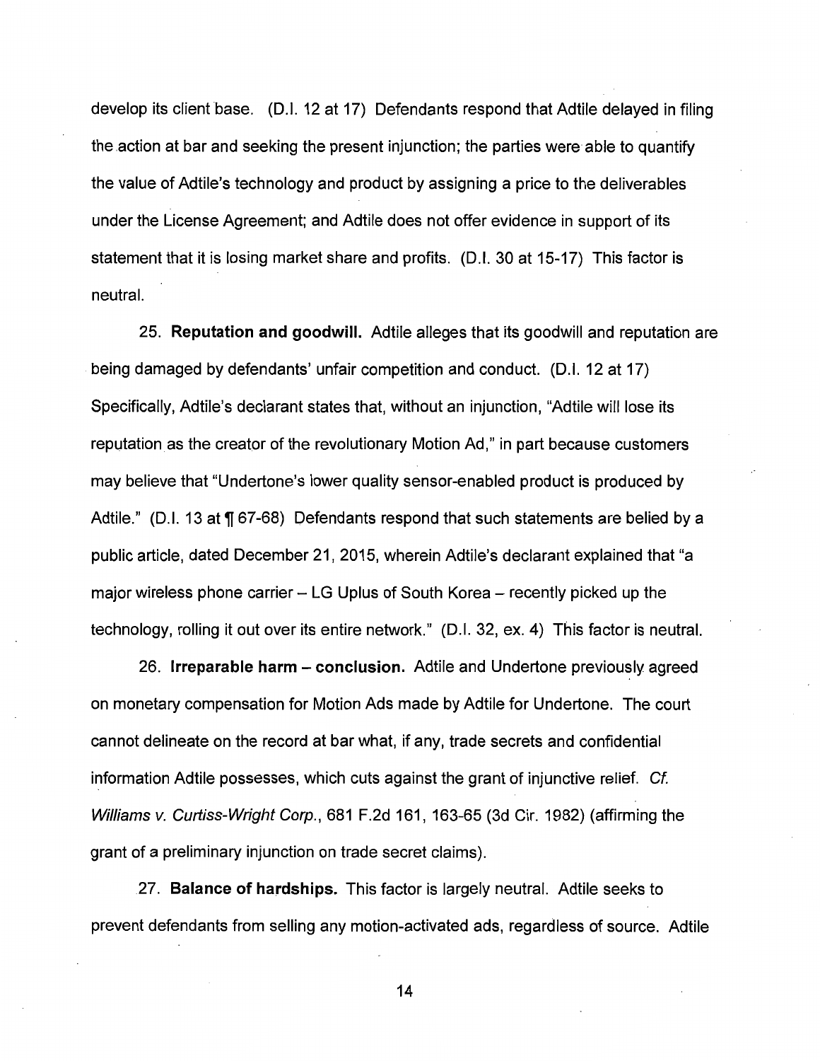develop its client base. (D.I. 12 at 17) Defendants respond that Adtile delayed in filing the action at bar and seeking the present injunction; the parties were able to quantify the value of Adtile's technology and product by assigning a price to the deliverables under the License Agreement; and Adtile does not offer evidence in support of its statement that it is losing market share and profits. (D.I. 30 at 15-17) This factor is neutral.

25. **Reputation and goodwill.** Adtile alleges that its goodwill and reputation are being damaged by defendants' unfair competition and conduct. (D.I. 12 at 17) Specifically, Adtile's declarant states that, without an injunction, "Adtile will lose its reputation as the creator of the revolutionary Motion Ad," in part because customers may believe that "Undertone's lower quality sensor-enabled product is produced by Adtile." (D.I. 13 at ¶ 67-68) Defendants respond that such statements are belied by a public article, dated December 21, 2015, wherein Adtile's declarant explained that "a major wireless phone carrier – LG Uplus of South Korea – recently picked up the technology, rolling it out over its entire network." (D.I. 32, ex. 4) This factor is neutral.

26. **Irreparable harm – conclusion.** Adtile and Undertone previously agreed on monetary compensation for Motion Ads made by Adtile for Undertone. The court cannot delineate on the record at bar what, if any, trade secrets and confidential information Adtile possesses, which cuts against the grant of injunctive relief. *Cf. Williams v. Curtiss-Wright Corp.*, 681 F.2d 161, 163-65 (3d Cir. 1982) (affirming the grant of a preliminary injunction on trade secret claims).

27. **Balance of hardships.** This factor is largely neutral. Adtile seeks to prevent defendants from selling any motion-activated ads, regardless of source. Adtile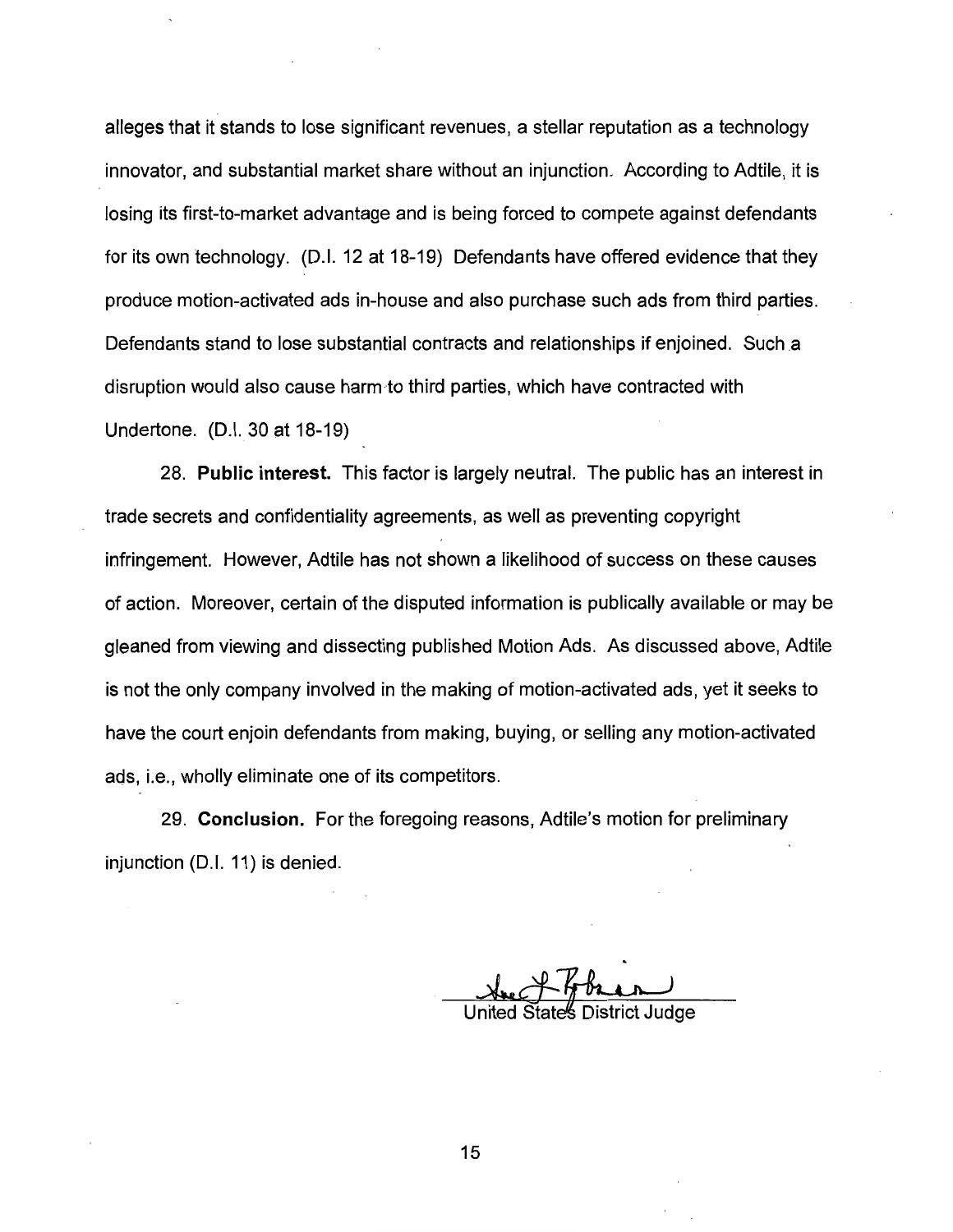alleges that it stands to lose significant revenues, a stellar reputation as a technology innovator, and substantial market share without an injunction. According to Adtile, it is losing its first-to-market advantage and is being forced to compete against defendants for its own technology. (D.I. 12 at 18-19) Defendants have offered evidence that they produce motion-activated ads in-house and also purchase such ads from third parties. Defendants stand to lose substantial contracts and relationships if enjoined. Such a disruption would also cause harm to third parties, which have contracted with Undertone. (D.I. 30 at 18-19)

28. **Public interest.** This factor is largely neutral. The public has an interest in trade secrets and confidentiality agreements, as well as preventing copyright infringement. However, Adtile has not shown a likelihood of success on these causes of action. Moreover, certain of the disputed information is publically available or may be gleaned from viewing and dissecting published Motion Ads. As discussed above, Adtile is not the only company involved in the making of motion-activated ads, yet it seeks to have the court enjoin defendants from making, buying, or selling any motion-activated ads, i.e., wholly eliminate one of its competitors.

29. **Conclusion.** For the foregoing reasons, Adtile's motion for preliminary injunction (D.I. 11) is denied.

United States District Judge